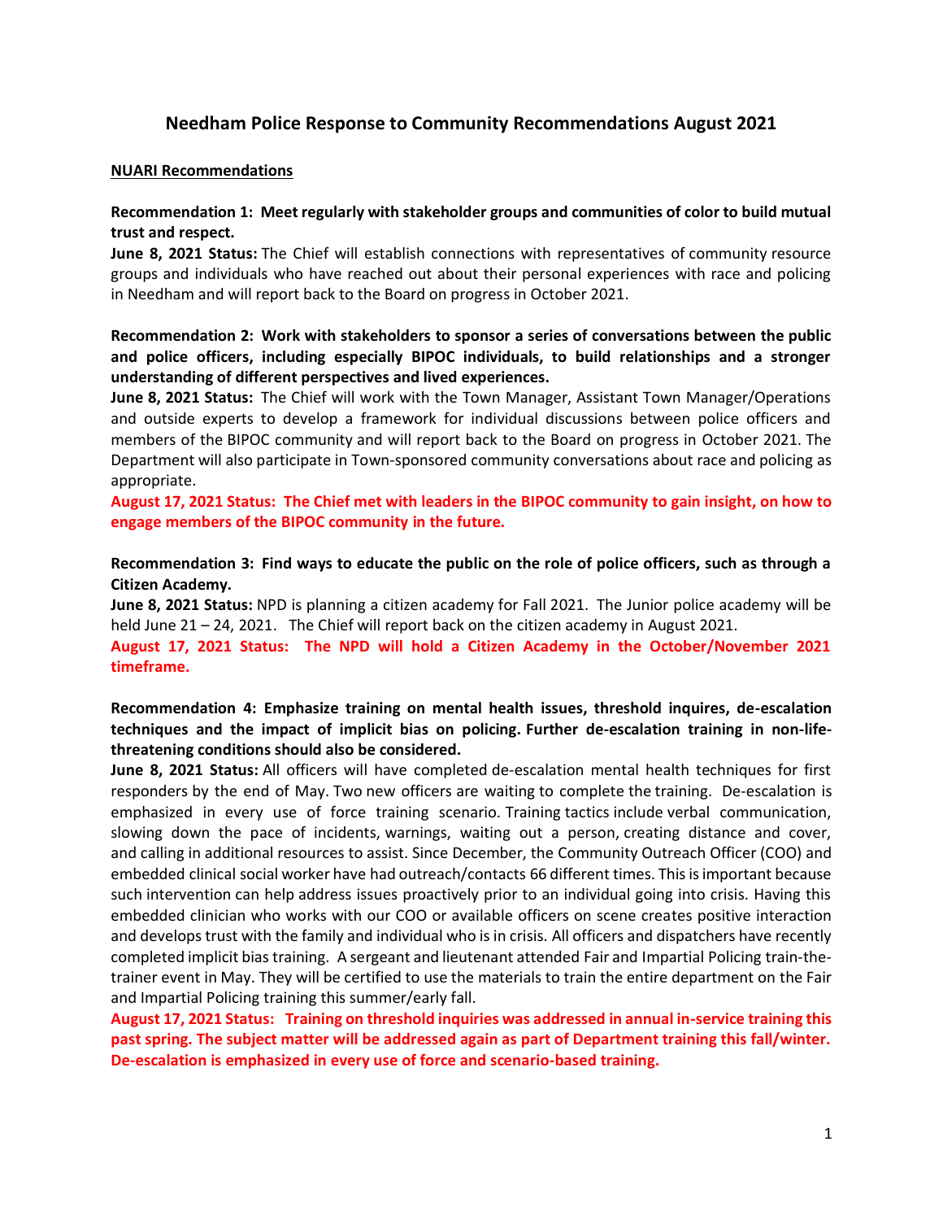# Needham Police Response to Community Recommendations August 2021

## NUARI Recommendations

**Recommendation 1: Meet regularly with stakeholder groups and communities of color to build mutual trust and respect.**
**June 8, 2021 Status:** The Chief will establish connections with representatives of community resource groups and individuals who have reached out about their personal experiences with race and policing in Needham and will report back to the Board on progress in October 2021.

**Recommendation 2: Work with stakeholders to sponsor a series of conversations between the public and police officers, including especially BIPOC individuals, to build relationships and a stronger understanding of different perspectives and lived experiences.**
**June 8, 2021 Status:** The Chief will work with the Town Manager, Assistant Town Manager/Operations and outside experts to develop a framework for individual discussions between police officers and members of the BIPOC community and will report back to the Board on progress in October 2021. The Department will also participate in Town-sponsored community conversations about race and policing as appropriate.
**August 17, 2021 Status: The Chief met with leaders in the BIPOC community to gain insight, on how to engage members of the BIPOC community in the future.**

**Recommendation 3: Find ways to educate the public on the role of police officers, such as through a Citizen Academy.**
**June 8, 2021 Status:** NPD is planning a citizen academy for Fall 2021. The Junior police academy will be held June 21 – 24, 2021. The Chief will report back on the citizen academy in August 2021.
**August 17, 2021 Status: The NPD will hold a Citizen Academy in the October/November 2021 timeframe.**

**Recommendation 4: Emphasize training on mental health issues, threshold inquires, de-escalation techniques and the impact of implicit bias on policing. Further de-escalation training in non-life-threatening conditions should also be considered.**
**June 8, 2021 Status:** All officers will have completed de-escalation mental health techniques for first responders by the end of May. Two new officers are waiting to complete the training. De-escalation is emphasized in every use of force training scenario. Training tactics include verbal communication, slowing down the pace of incidents, warnings, waiting out a person, creating distance and cover, and calling in additional resources to assist. Since December, the Community Outreach Officer (COO) and embedded clinical social worker have had outreach/contacts 66 different times. This is important because such intervention can help address issues proactively prior to an individual going into crisis. Having this embedded clinician who works with our COO or available officers on scene creates positive interaction and develops trust with the family and individual who is in crisis. All officers and dispatchers have recently completed implicit bias training. A sergeant and lieutenant attended Fair and Impartial Policing train-the-trainer event in May. They will be certified to use the materials to train the entire department on the Fair and Impartial Policing training this summer/early fall.
**August 17, 2021 Status: Training on threshold inquiries was addressed in annual in-service training this past spring. The subject matter will be addressed again as part of Department training this fall/winter. De-escalation is emphasized in every use of force and scenario-based training.**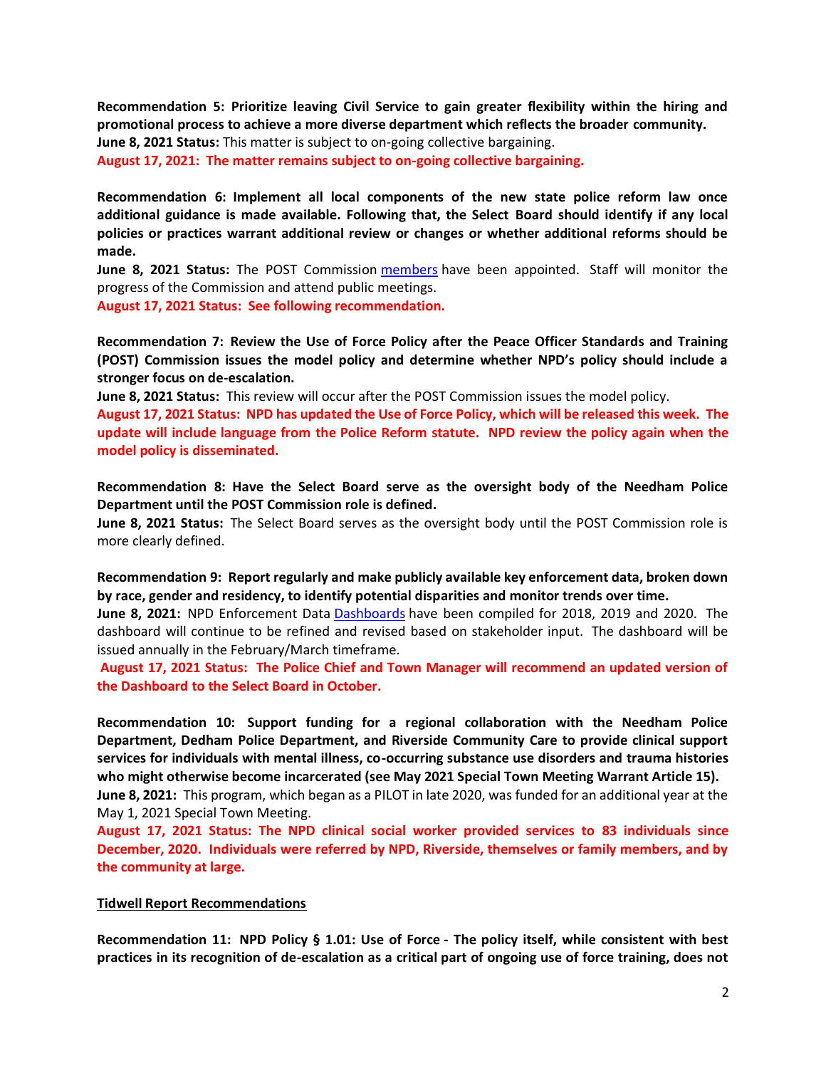**Recommendation 5: Prioritize leaving Civil Service to gain greater flexibility within the hiring and promotional process to achieve a more diverse department which reflects the broader community.**
**June 8, 2021 Status:** This matter is subject to on-going collective bargaining.
**August 17, 2021: The matter remains subject to on-going collective bargaining.**

**Recommendation 6: Implement all local components of the new state police reform law once additional guidance is made available. Following that, the Select Board should identify if any local policies or practices warrant additional review or changes or whether additional reforms should be made.**
**June 8, 2021 Status:** The POST Commission members have been appointed. Staff will monitor the progress of the Commission and attend public meetings.
**August 17, 2021 Status: See following recommendation.**

**Recommendation 7: Review the Use of Force Policy after the Peace Officer Standards and Training (POST) Commission issues the model policy and determine whether NPD's policy should include a stronger focus on de-escalation.**
**June 8, 2021 Status:** This review will occur after the POST Commission issues the model policy.
**August 17, 2021 Status: NPD has updated the Use of Force Policy, which will be released this week. The update will include language from the Police Reform statute. NPD review the policy again when the model policy is disseminated.**

**Recommendation 8: Have the Select Board serve as the oversight body of the Needham Police Department until the POST Commission role is defined.**
**June 8, 2021 Status:** The Select Board serves as the oversight body until the POST Commission role is more clearly defined.

**Recommendation 9: Report regularly and make publicly available key enforcement data, broken down by race, gender and residency, to identify potential disparities and monitor trends over time.**
**June 8, 2021:** NPD Enforcement Data Dashboards have been compiled for 2018, 2019 and 2020. The dashboard will continue to be refined and revised based on stakeholder input. The dashboard will be issued annually in the February/March timeframe.
**August 17, 2021 Status: The Police Chief and Town Manager will recommend an updated version of the Dashboard to the Select Board in October.**

**Recommendation 10: Support funding for a regional collaboration with the Needham Police Department, Dedham Police Department, and Riverside Community Care to provide clinical support services for individuals with mental illness, co-occurring substance use disorders and trauma histories who might otherwise become incarcerated (see May 2021 Special Town Meeting Warrant Article 15).**
**June 8, 2021:** This program, which began as a PILOT in late 2020, was funded for an additional year at the May 1, 2021 Special Town Meeting.
**August 17, 2021 Status: The NPD clinical social worker provided services to 83 individuals since December, 2020. Individuals were referred by NPD, Riverside, themselves or family members, and by the community at large.**

**Tidwell Report Recommendations**

**Recommendation 11: NPD Policy § 1.01: Use of Force - The policy itself, while consistent with best practices in its recognition of de-escalation as a critical part of ongoing use of force training, does not**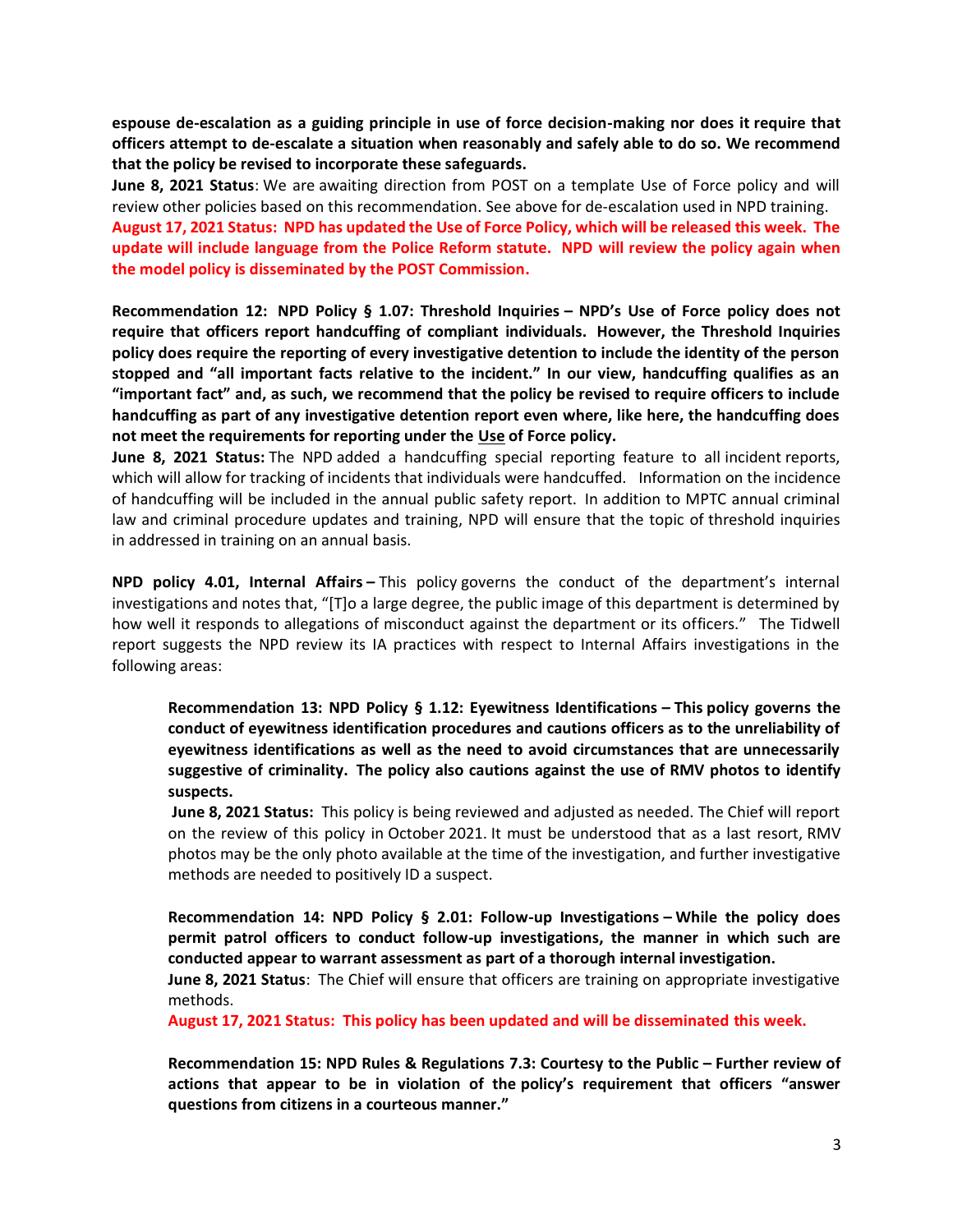**espouse de-escalation as a guiding principle in use of force decision-making nor does it require that officers attempt to de-escalate a situation when reasonably and safely able to do so. We recommend that the policy be revised to incorporate these safeguards.**

**June 8, 2021 Status**: We are awaiting direction from POST on a template Use of Force policy and will review other policies based on this recommendation. See above for de-escalation used in NPD training.

**August 17, 2021 Status: NPD has updated the Use of Force Policy, which will be released this week. The update will include language from the Police Reform statute. NPD will review the policy again when the model policy is disseminated by the POST Commission.**

**Recommendation 12: NPD Policy § 1.07: Threshold Inquiries – NPD's Use of Force policy does not require that officers report handcuffing of compliant individuals. However, the Threshold Inquiries policy does require the reporting of every investigative detention to include the identity of the person stopped and "all important facts relative to the incident." In our view, handcuffing qualifies as an "important fact" and, as such, we recommend that the policy be revised to require officers to include handcuffing as part of any investigative detention report even where, like here, the handcuffing does not meet the requirements for reporting under the Use of Force policy.**

**June 8, 2021 Status:** The NPD added a handcuffing special reporting feature to all incident reports, which will allow for tracking of incidents that individuals were handcuffed. Information on the incidence of handcuffing will be included in the annual public safety report. In addition to MPTC annual criminal law and criminal procedure updates and training, NPD will ensure that the topic of threshold inquiries in addressed in training on an annual basis.

**NPD policy 4.01, Internal Affairs –** This policy governs the conduct of the department's internal investigations and notes that, "[T]o a large degree, the public image of this department is determined by how well it responds to allegations of misconduct against the department or its officers." The Tidwell report suggests the NPD review its IA practices with respect to Internal Affairs investigations in the following areas:

> **Recommendation 13: NPD Policy § 1.12: Eyewitness Identifications – This policy governs the conduct of eyewitness identification procedures and cautions officers as to the unreliability of eyewitness identifications as well as the need to avoid circumstances that are unnecessarily suggestive of criminality. The policy also cautions against the use of RMV photos to identify suspects.**
>
> **June 8, 2021 Status:** This policy is being reviewed and adjusted as needed. The Chief will report on the review of this policy in October 2021. It must be understood that as a last resort, RMV photos may be the only photo available at the time of the investigation, and further investigative methods are needed to positively ID a suspect.
>
> **Recommendation 14: NPD Policy § 2.01: Follow-up Investigations – While the policy does permit patrol officers to conduct follow-up investigations, the manner in which such are conducted appear to warrant assessment as part of a thorough internal investigation.**
>
> **June 8, 2021 Status**: The Chief will ensure that officers are training on appropriate investigative methods.
>
> **August 17, 2021 Status: This policy has been updated and will be disseminated this week.**
>
> **Recommendation 15: NPD Rules & Regulations 7.3: Courtesy to the Public – Further review of actions that appear to be in violation of the policy's requirement that officers "answer questions from citizens in a courteous manner."**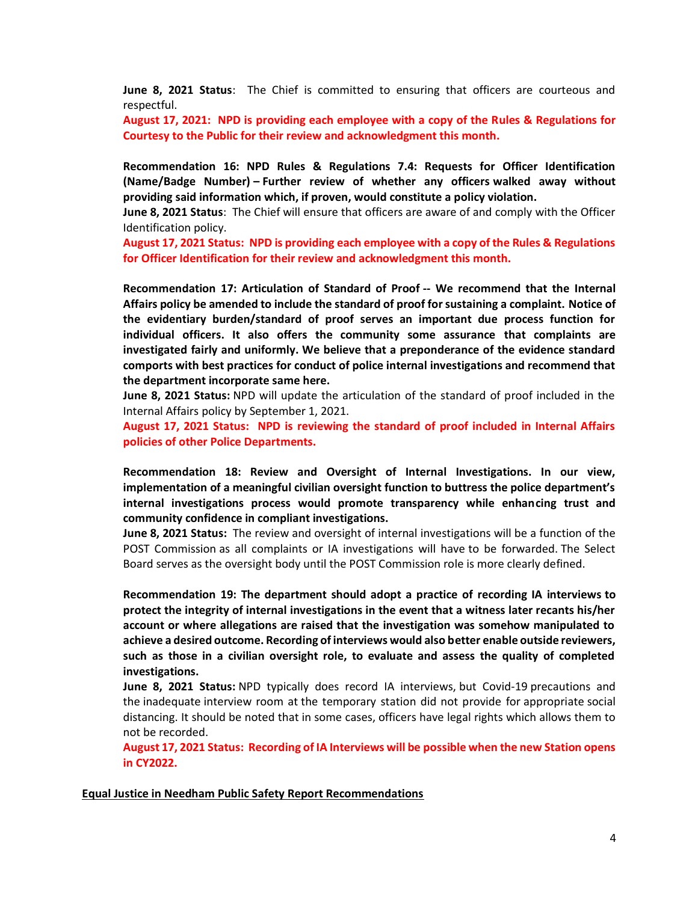**June 8, 2021 Status**: The Chief is committed to ensuring that officers are courteous and respectful.

**August 17, 2021: NPD is providing each employee with a copy of the Rules & Regulations for Courtesy to the Public for their review and acknowledgment this month.**

**Recommendation 16: NPD Rules & Regulations 7.4: Requests for Officer Identification (Name/Badge Number) – Further review of whether any officers walked away without providing said information which, if proven, would constitute a policy violation.**

**June 8, 2021 Status**: The Chief will ensure that officers are aware of and comply with the Officer Identification policy.

**August 17, 2021 Status: NPD is providing each employee with a copy of the Rules & Regulations for Officer Identification for their review and acknowledgment this month.**

**Recommendation 17: Articulation of Standard of Proof -- We recommend that the Internal Affairs policy be amended to include the standard of proof for sustaining a complaint. Notice of the evidentiary burden/standard of proof serves an important due process function for individual officers. It also offers the community some assurance that complaints are investigated fairly and uniformly. We believe that a preponderance of the evidence standard comports with best practices for conduct of police internal investigations and recommend that the department incorporate same here.**

**June 8, 2021 Status:** NPD will update the articulation of the standard of proof included in the Internal Affairs policy by September 1, 2021.

**August 17, 2021 Status: NPD is reviewing the standard of proof included in Internal Affairs policies of other Police Departments.**

**Recommendation 18: Review and Oversight of Internal Investigations. In our view, implementation of a meaningful civilian oversight function to buttress the police department's internal investigations process would promote transparency while enhancing trust and community confidence in compliant investigations.**

**June 8, 2021 Status:** The review and oversight of internal investigations will be a function of the POST Commission as all complaints or IA investigations will have to be forwarded. The Select Board serves as the oversight body until the POST Commission role is more clearly defined.

**Recommendation 19: The department should adopt a practice of recording IA interviews to protect the integrity of internal investigations in the event that a witness later recants his/her account or where allegations are raised that the investigation was somehow manipulated to achieve a desired outcome. Recording of interviews would also better enable outside reviewers, such as those in a civilian oversight role, to evaluate and assess the quality of completed investigations.**

**June 8, 2021 Status:** NPD typically does record IA interviews, but Covid-19 precautions and the inadequate interview room at the temporary station did not provide for appropriate social distancing. It should be noted that in some cases, officers have legal rights which allows them to not be recorded.

**August 17, 2021 Status: Recording of IA Interviews will be possible when the new Station opens in CY2022.**

## Equal Justice in Needham Public Safety Report Recommendations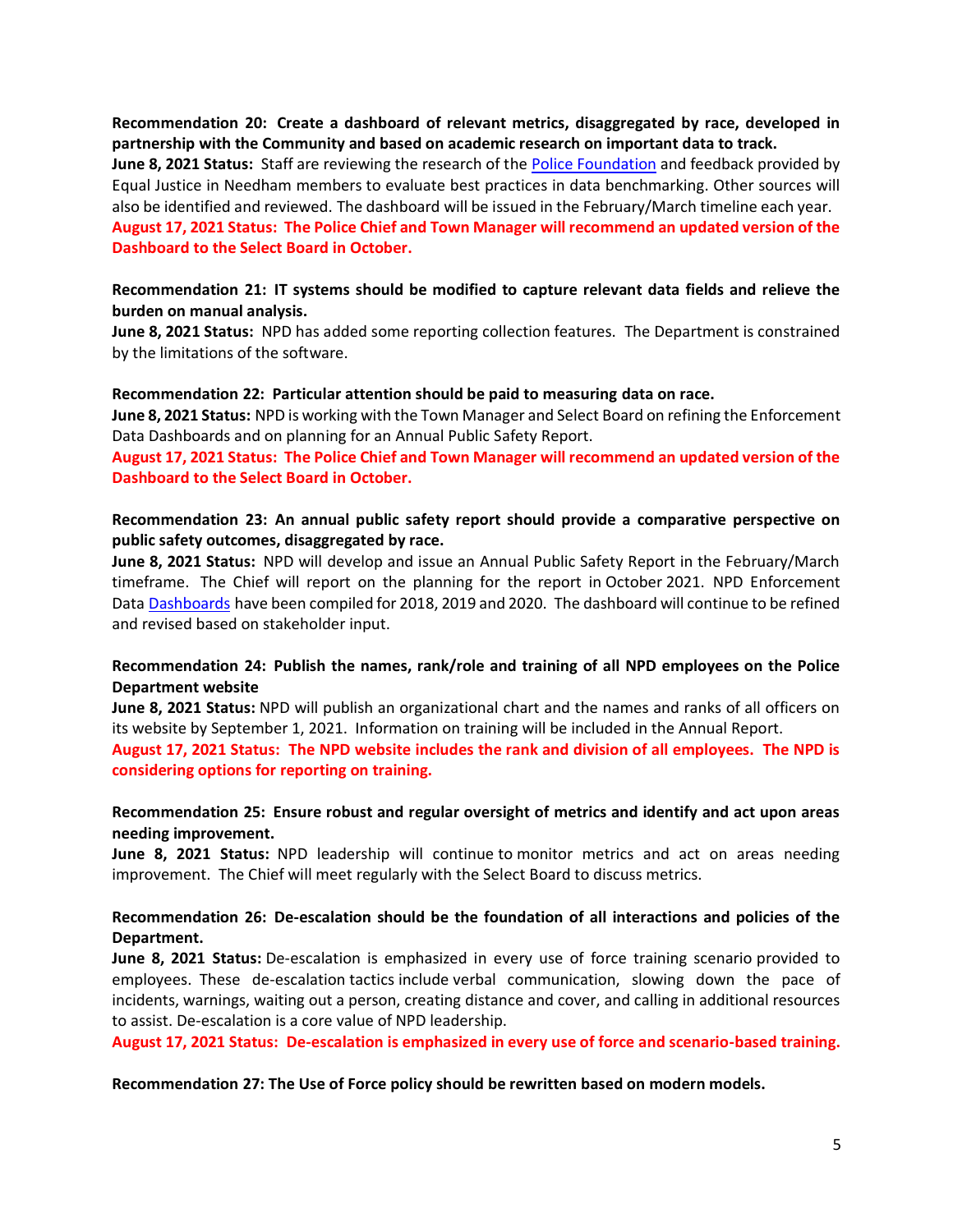**Recommendation 20: Create a dashboard of relevant metrics, disaggregated by race, developed in partnership with the Community and based on academic research on important data to track.**
**June 8, 2021 Status:** Staff are reviewing the research of the Police Foundation and feedback provided by Equal Justice in Needham members to evaluate best practices in data benchmarking. Other sources will also be identified and reviewed. The dashboard will be issued in the February/March timeline each year.
**August 17, 2021 Status: The Police Chief and Town Manager will recommend an updated version of the Dashboard to the Select Board in October.**

**Recommendation 21: IT systems should be modified to capture relevant data fields and relieve the burden on manual analysis.**
**June 8, 2021 Status:** NPD has added some reporting collection features. The Department is constrained by the limitations of the software.

**Recommendation 22: Particular attention should be paid to measuring data on race.**
**June 8, 2021 Status:** NPD is working with the Town Manager and Select Board on refining the Enforcement Data Dashboards and on planning for an Annual Public Safety Report.
**August 17, 2021 Status: The Police Chief and Town Manager will recommend an updated version of the Dashboard to the Select Board in October.**

**Recommendation 23: An annual public safety report should provide a comparative perspective on public safety outcomes, disaggregated by race.**
**June 8, 2021 Status:** NPD will develop and issue an Annual Public Safety Report in the February/March timeframe. The Chief will report on the planning for the report in October 2021. NPD Enforcement Data Dashboards have been compiled for 2018, 2019 and 2020. The dashboard will continue to be refined and revised based on stakeholder input.

**Recommendation 24: Publish the names, rank/role and training of all NPD employees on the Police Department website**
**June 8, 2021 Status:** NPD will publish an organizational chart and the names and ranks of all officers on its website by September 1, 2021. Information on training will be included in the Annual Report.
**August 17, 2021 Status: The NPD website includes the rank and division of all employees. The NPD is considering options for reporting on training.**

**Recommendation 25: Ensure robust and regular oversight of metrics and identify and act upon areas needing improvement.**
**June 8, 2021 Status:** NPD leadership will continue to monitor metrics and act on areas needing improvement. The Chief will meet regularly with the Select Board to discuss metrics.

**Recommendation 26: De-escalation should be the foundation of all interactions and policies of the Department.**
**June 8, 2021 Status:** De-escalation is emphasized in every use of force training scenario provided to employees. These de-escalation tactics include verbal communication, slowing down the pace of incidents, warnings, waiting out a person, creating distance and cover, and calling in additional resources to assist. De-escalation is a core value of NPD leadership.
**August 17, 2021 Status: De-escalation is emphasized in every use of force and scenario-based training.**

**Recommendation 27: The Use of Force policy should be rewritten based on modern models.**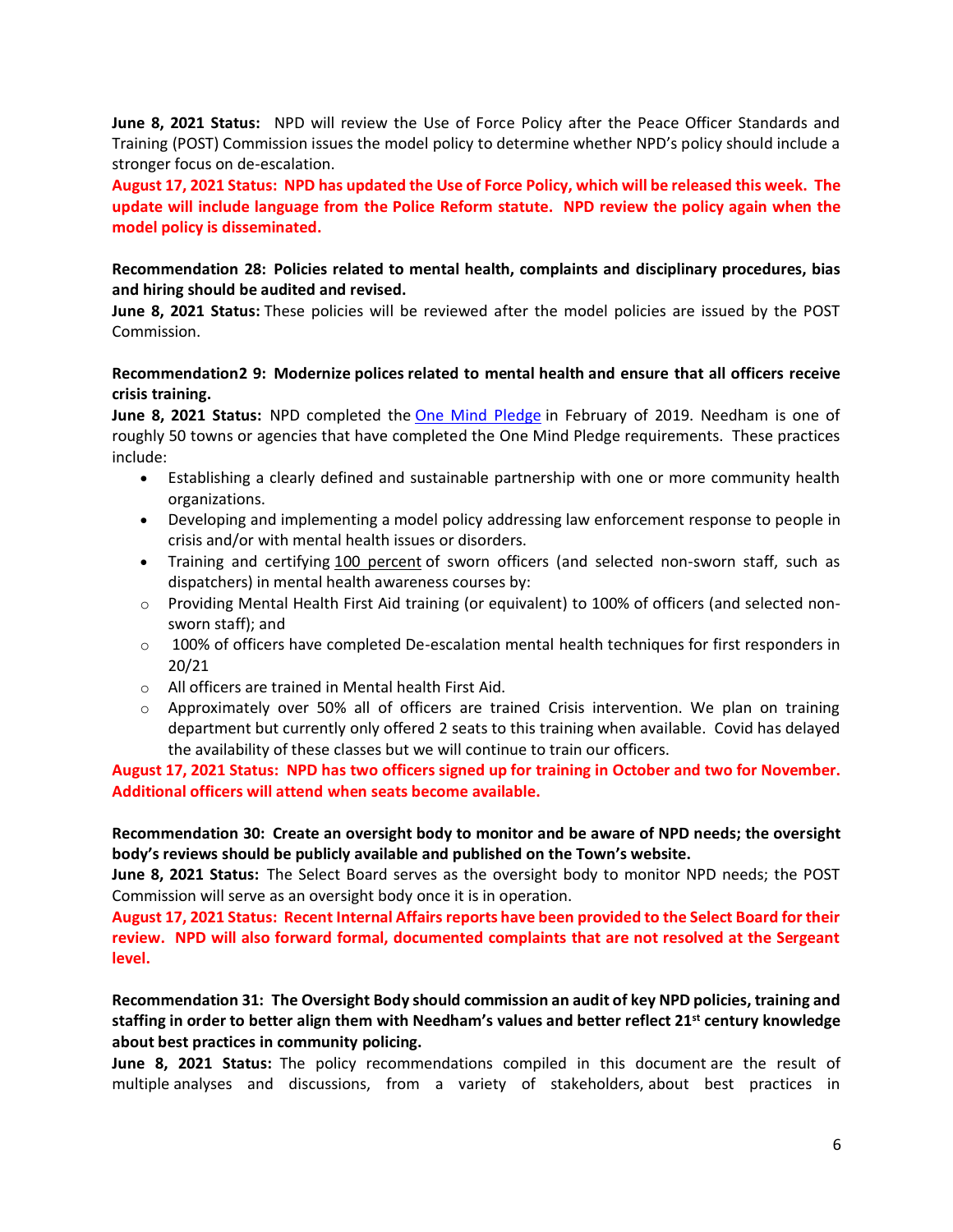**June 8, 2021 Status:** NPD will review the Use of Force Policy after the Peace Officer Standards and Training (POST) Commission issues the model policy to determine whether NPD's policy should include a stronger focus on de-escalation.

**August 17, 2021 Status: NPD has updated the Use of Force Policy, which will be released this week. The update will include language from the Police Reform statute. NPD review the policy again when the model policy is disseminated.**

**Recommendation 28: Policies related to mental health, complaints and disciplinary procedures, bias and hiring should be audited and revised.**

**June 8, 2021 Status:** These policies will be reviewed after the model policies are issued by the POST Commission.

**Recommendation2 9: Modernize polices related to mental health and ensure that all officers receive crisis training.**

**June 8, 2021 Status:** NPD completed the [One Mind Pledge]() in February of 2019. Needham is one of roughly 50 towns or agencies that have completed the One Mind Pledge requirements. These practices include:

- Establishing a clearly defined and sustainable partnership with one or more community health organizations.
- Developing and implementing a model policy addressing law enforcement response to people in crisis and/or with mental health issues or disorders.
- Training and certifying 100 percent of sworn officers (and selected non-sworn staff, such as dispatchers) in mental health awareness courses by:
  - Providing Mental Health First Aid training (or equivalent) to 100% of officers (and selected non-sworn staff); and
  - 100% of officers have completed De-escalation mental health techniques for first responders in 20/21
  - All officers are trained in Mental health First Aid.
  - Approximately over 50% all of officers are trained Crisis intervention. We plan on training department but currently only offered 2 seats to this training when available. Covid has delayed the availability of these classes but we will continue to train our officers.

**August 17, 2021 Status: NPD has two officers signed up for training in October and two for November. Additional officers will attend when seats become available.**

**Recommendation 30: Create an oversight body to monitor and be aware of NPD needs; the oversight body's reviews should be publicly available and published on the Town's website.**

**June 8, 2021 Status:** The Select Board serves as the oversight body to monitor NPD needs; the POST Commission will serve as an oversight body once it is in operation.

**August 17, 2021 Status: Recent Internal Affairs reports have been provided to the Select Board for their review. NPD will also forward formal, documented complaints that are not resolved at the Sergeant level.**

**Recommendation 31: The Oversight Body should commission an audit of key NPD policies, training and staffing in order to better align them with Needham's values and better reflect 21st century knowledge about best practices in community policing.**

**June 8, 2021 Status:** The policy recommendations compiled in this document are the result of multiple analyses and discussions, from a variety of stakeholders, about best practices in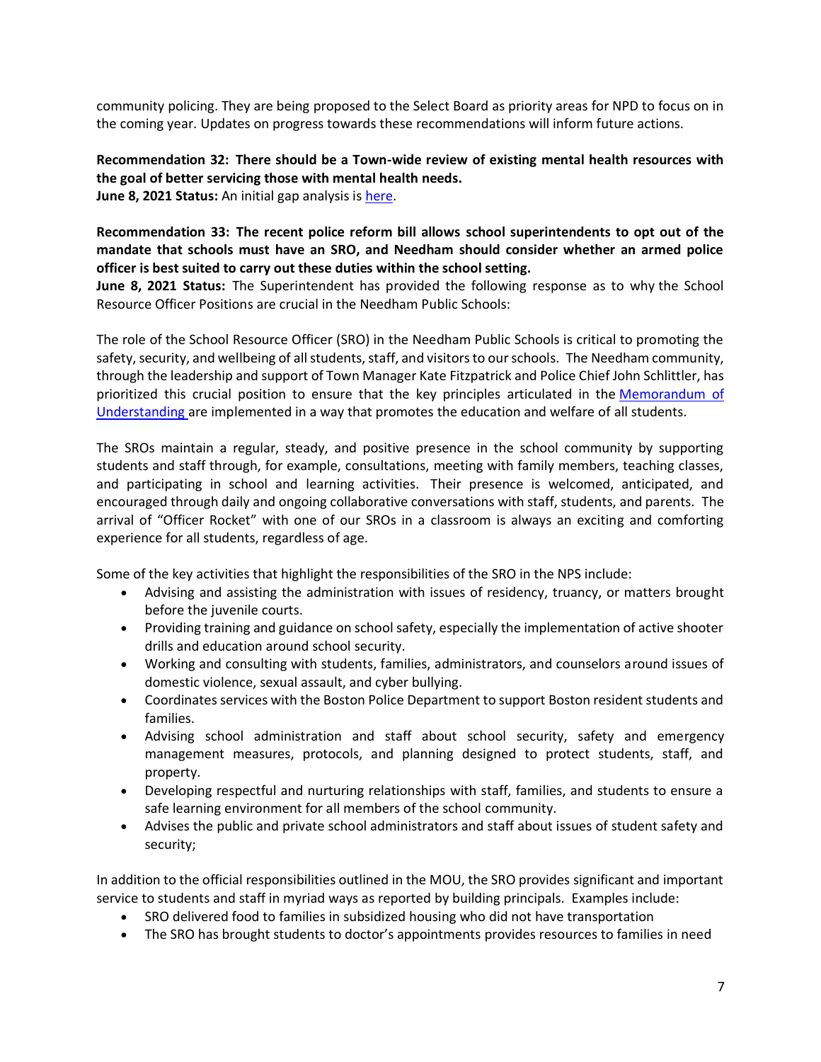community policing. They are being proposed to the Select Board as priority areas for NPD to focus on in the coming year. Updates on progress towards these recommendations will inform future actions.

**Recommendation 32: There should be a Town-wide review of existing mental health resources with the goal of better servicing those with mental health needs.**
**June 8, 2021 Status:** An initial gap analysis is [here](here).

**Recommendation 33: The recent police reform bill allows school superintendents to opt out of the mandate that schools must have an SRO, and Needham should consider whether an armed police officer is best suited to carry out these duties within the school setting.**
**June 8, 2021 Status:** The Superintendent has provided the following response as to why the School Resource Officer Positions are crucial in the Needham Public Schools:

The role of the School Resource Officer (SRO) in the Needham Public Schools is critical to promoting the safety, security, and wellbeing of all students, staff, and visitors to our schools. The Needham community, through the leadership and support of Town Manager Kate Fitzpatrick and Police Chief John Schlittler, has prioritized this crucial position to ensure that the key principles articulated in the [Memorandum of Understanding](Memorandum of Understanding) are implemented in a way that promotes the education and welfare of all students.

The SROs maintain a regular, steady, and positive presence in the school community by supporting students and staff through, for example, consultations, meeting with family members, teaching classes, and participating in school and learning activities. Their presence is welcomed, anticipated, and encouraged through daily and ongoing collaborative conversations with staff, students, and parents. The arrival of "Officer Rocket" with one of our SROs in a classroom is always an exciting and comforting experience for all students, regardless of age.

Some of the key activities that highlight the responsibilities of the SRO in the NPS include:

- Advising and assisting the administration with issues of residency, truancy, or matters brought before the juvenile courts.
- Providing training and guidance on school safety, especially the implementation of active shooter drills and education around school security.
- Working and consulting with students, families, administrators, and counselors around issues of domestic violence, sexual assault, and cyber bullying.
- Coordinates services with the Boston Police Department to support Boston resident students and families.
- Advising school administration and staff about school security, safety and emergency management measures, protocols, and planning designed to protect students, staff, and property.
- Developing respectful and nurturing relationships with staff, families, and students to ensure a safe learning environment for all members of the school community.
- Advises the public and private school administrators and staff about issues of student safety and security;

In addition to the official responsibilities outlined in the MOU, the SRO provides significant and important service to students and staff in myriad ways as reported by building principals. Examples include:

- SRO delivered food to families in subsidized housing who did not have transportation
- The SRO has brought students to doctor's appointments provides resources to families in need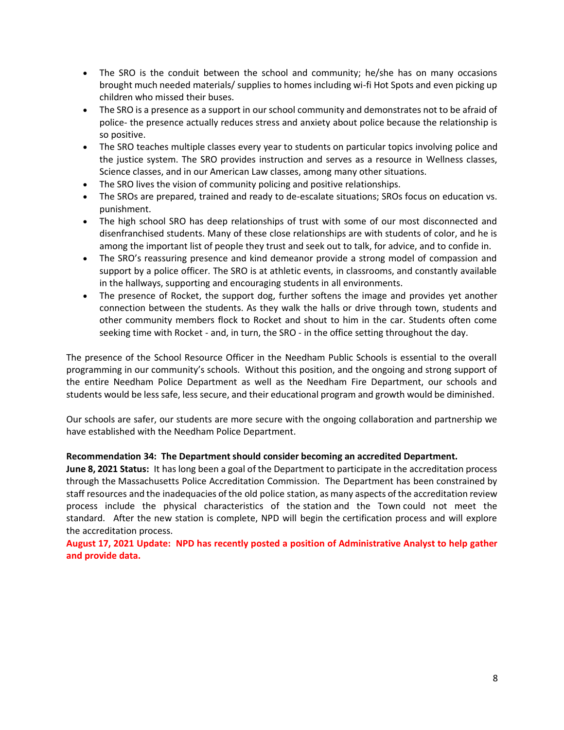- The SRO is the conduit between the school and community; he/she has on many occasions brought much needed materials/ supplies to homes including wi-fi Hot Spots and even picking up children who missed their buses.
- The SRO is a presence as a support in our school community and demonstrates not to be afraid of police- the presence actually reduces stress and anxiety about police because the relationship is so positive.
- The SRO teaches multiple classes every year to students on particular topics involving police and the justice system. The SRO provides instruction and serves as a resource in Wellness classes, Science classes, and in our American Law classes, among many other situations.
- The SRO lives the vision of community policing and positive relationships.
- The SROs are prepared, trained and ready to de-escalate situations; SROs focus on education vs. punishment.
- The high school SRO has deep relationships of trust with some of our most disconnected and disenfranchised students. Many of these close relationships are with students of color, and he is among the important list of people they trust and seek out to talk, for advice, and to confide in.
- The SRO's reassuring presence and kind demeanor provide a strong model of compassion and support by a police officer. The SRO is at athletic events, in classrooms, and constantly available in the hallways, supporting and encouraging students in all environments.
- The presence of Rocket, the support dog, further softens the image and provides yet another connection between the students. As they walk the halls or drive through town, students and other community members flock to Rocket and shout to him in the car. Students often come seeking time with Rocket - and, in turn, the SRO - in the office setting throughout the day.

The presence of the School Resource Officer in the Needham Public Schools is essential to the overall programming in our community's schools. Without this position, and the ongoing and strong support of the entire Needham Police Department as well as the Needham Fire Department, our schools and students would be less safe, less secure, and their educational program and growth would be diminished.

Our schools are safer, our students are more secure with the ongoing collaboration and partnership we have established with the Needham Police Department.

**Recommendation 34: The Department should consider becoming an accredited Department.**

**June 8, 2021 Status:** It has long been a goal of the Department to participate in the accreditation process through the Massachusetts Police Accreditation Commission. The Department has been constrained by staff resources and the inadequacies of the old police station, as many aspects of the accreditation review process include the physical characteristics of the station and the Town could not meet the standard. After the new station is complete, NPD will begin the certification process and will explore the accreditation process.

**August 17, 2021 Update: NPD has recently posted a position of Administrative Analyst to help gather and provide data.**